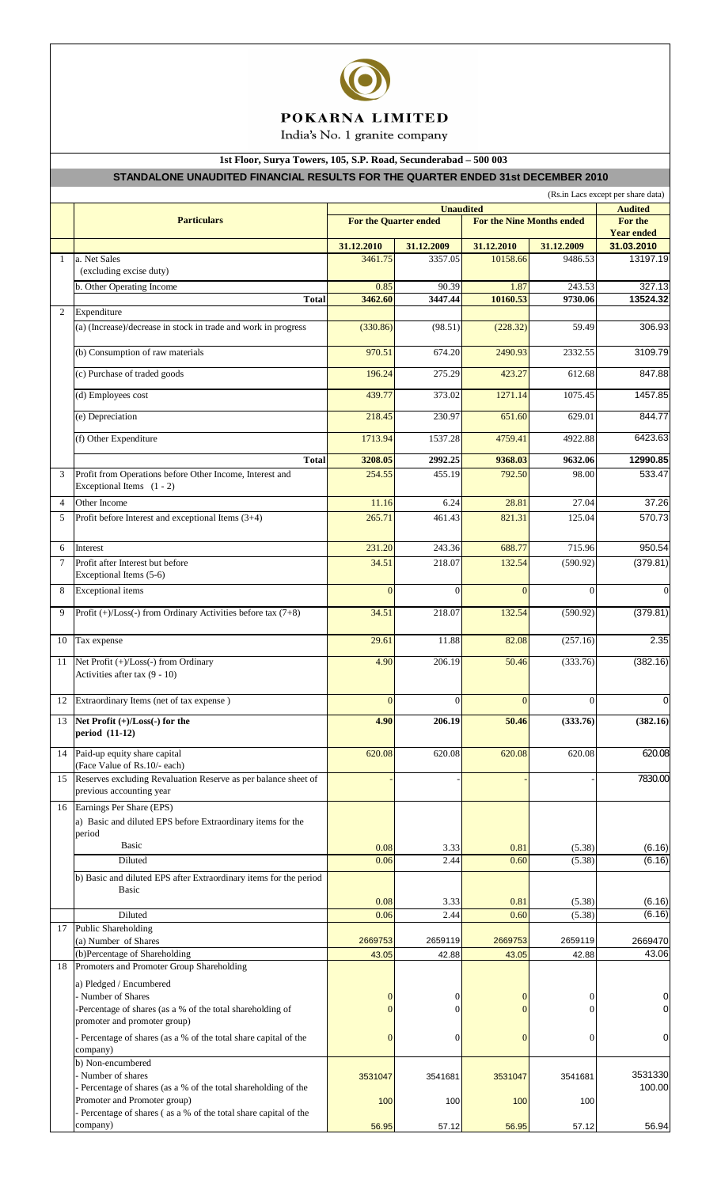# POKARNA LIMITED

India's No. 1 granite company

**1st Floor, Surya Towers, 105, S.P. Road, Secunderabad – 500 003**

## STANDALONE UNAUDITED FINANCIAL RESULTS FOR THE QUARTER ENDED 31st DECEMBER 2010

(Rs.in Lacs except per share data)

| | Particulars | Unaudited | | | | Audited |
|---|---|---|---|---|---|---|
| | | For the Quarter ended | | For the Nine Months ended | | For the Year ended |
| | | 31.12.2010 | 31.12.2009 | 31.12.2010 | 31.12.2009 | 31.03.2010 |
| 1 | a. Net Sales (excluding excise duty) | 3461.75 | 3357.05 | 10158.66 | 9486.53 | 13197.19 |
| | b. Other Operating Income | 0.85 | 90.39 | 1.87 | 243.53 | 327.13 |
| | **Total** | **3462.60** | **3447.44** | **10160.53** | **9730.06** | **13524.32** |
| 2 | Expenditure | | | | | |
| | (a) (Increase)/decrease in stock in trade and work in progress | (330.86) | (98.51) | (228.32) | 59.49 | 306.93 |
| | (b) Consumption of raw materials | 970.51 | 674.20 | 2490.93 | 2332.55 | 3109.79 |
| | (c) Purchase of traded goods | 196.24 | 275.29 | 423.27 | 612.68 | 847.88 |
| | (d) Employees cost | 439.77 | 373.02 | 1271.14 | 1075.45 | 1457.85 |
| | (e) Depreciation | 218.45 | 230.97 | 651.60 | 629.01 | 844.77 |
| | (f) Other Expenditure | 1713.94 | 1537.28 | 4759.41 | 4922.88 | 6423.63 |
| | **Total** | **3208.05** | **2992.25** | **9368.03** | **9632.06** | **12990.85** |
| 3 | Profit from Operations before Other Income, Interest and Exceptional Items (1 - 2) | 254.55 | 455.19 | 792.50 | 98.00 | 533.47 |
| 4 | Other Income | 11.16 | 6.24 | 28.81 | 27.04 | 37.26 |
| 5 | Profit before Interest and exceptional Items (3+4) | 265.71 | 461.43 | 821.31 | 125.04 | 570.73 |
| 6 | Interest | 231.20 | 243.36 | 688.77 | 715.96 | 950.54 |
| 7 | Profit after Interest but before Exceptional Items (5-6) | 34.51 | 218.07 | 132.54 | (590.92) | (379.81) |
| 8 | Exceptional items | 0 | 0 | 0 | 0 | 0 |
| 9 | Profit (+)/Loss(-) from Ordinary Activities before tax (7+8) | 34.51 | 218.07 | 132.54 | (590.92) | (379.81) |
| 10 | Tax expense | 29.61 | 11.88 | 82.08 | (257.16) | 2.35 |
| 11 | Net Profit (+)/Loss(-) from Ordinary Activities after tax (9 - 10) | 4.90 | 206.19 | 50.46 | (333.76) | (382.16) |
| 12 | Extraordinary Items (net of tax expense ) | 0 | 0 | 0 | 0 | 0 |
| 13 | **Net Profit (+)/Loss(-) for the period (11-12)** | **4.90** | **206.19** | **50.46** | **(333.76)** | **(382.16)** |
| 14 | Paid-up equity share capital (Face Value of Rs.10/- each) | 620.08 | 620.08 | 620.08 | 620.08 | 620.08 |
| 15 | Reserves excluding Revaluation Reserve as per balance sheet of previous accounting year | - | - | - | - | 7830.00 |
| 16 | Earnings Per Share (EPS) | | | | | |
| | a) Basic and diluted EPS before Extraordinary items for the period | | | | | |
| | Basic | 0.08 | 3.33 | 0.81 | (5.38) | (6.16) |
| | Diluted | 0.06 | 2.44 | 0.60 | (5.38) | (6.16) |
| | b) Basic and diluted EPS after Extraordinary items for the period Basic | 0.08 | 3.33 | 0.81 | (5.38) | (6.16) |
| | Diluted | 0.06 | 2.44 | 0.60 | (5.38) | (6.16) |
| 17 | Public Shareholding | | | | | |
| | (a) Number of Shares | 2669753 | 2659119 | 2669753 | 2659119 | 2669470 |
| | (b)Percentage of Shareholding | 43.05 | 42.88 | 43.05 | 42.88 | 43.06 |
| 18 | Promoters and Promoter Group Shareholding | | | | | |
| | a) Pledged / Encumbered - Number of Shares | 0 | 0 | 0 | 0 | 0 |
| | -Percentage of shares (as a % of the total shareholding of promoter and promoter group) | 0 | 0 | 0 | 0 | 0 |
| | - Percentage of shares (as a % of the total share capital of the company) | 0 | 0 | 0 | 0 | 0 |
| | b) Non-encumbered - Number of shares | 3531047 | 3541681 | 3531047 | 3541681 | 3531330 |
| | - Percentage of shares (as a % of the total shareholding of the Promoter and Promoter group) | 100 | 100 | 100 | 100 | 100.00 |
| | - Percentage of shares ( as a % of the total share capital of the company) | 56.95 | 57.12 | 56.95 | 57.12 | 56.94 |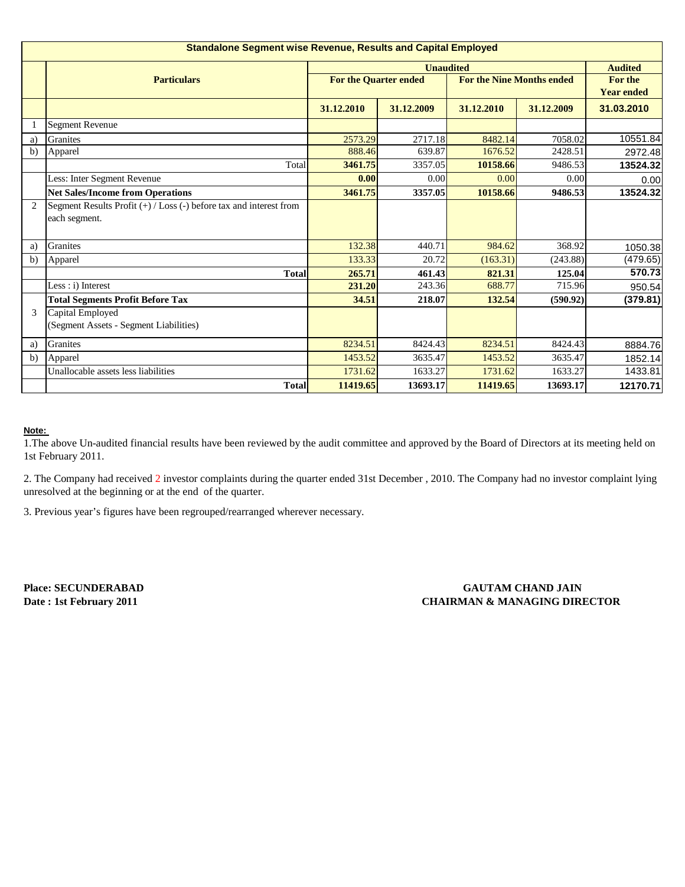## Standalone Segment wise Revenue, Results and Capital Employed

| | Particulars | Unaudited | | | | Audited |
|---|---|---|---|---|---|---|
| | | For the Quarter ended | | For the Nine Months ended | | For the Year ended |
| | | 31.12.2010 | 31.12.2009 | 31.12.2010 | 31.12.2009 | 31.03.2010 |
| 1 | Segment Revenue | | | | | |
| a) | Granites | 2573.29 | 2717.18 | 8482.14 | 7058.02 | 10551.84 |
| b) | Apparel | 888.46 | 639.87 | 1676.52 | 2428.51 | 2972.48 |
| | Total | **3461.75** | 3357.05 | **10158.66** | 9486.53 | **13524.32** |
| | Less: Inter Segment Revenue | **0.00** | 0.00 | 0.00 | 0.00 | 0.00 |
| | **Net Sales/Income from Operations** | **3461.75** | **3357.05** | **10158.66** | **9486.53** | **13524.32** |
| 2 | Segment Results Profit (+) / Loss (-) before tax and interest from each segment. | | | | | |
| a) | Granites | 132.38 | 440.71 | 984.62 | 368.92 | 1050.38 |
| b) | Apparel | 133.33 | 20.72 | (163.31) | (243.88) | (479.65) |
| | **Total** | **265.71** | **461.43** | **821.31** | **125.04** | **570.73** |
| | Less : i) Interest | **231.20** | 243.36 | 688.77 | 715.96 | 950.54 |
| | **Total Segments Profit Before Tax** | **34.51** | **218.07** | **132.54** | **(590.92)** | **(379.81)** |
| 3 | Capital Employed (Segment Assets - Segment Liabilities) | | | | | |
| a) | Granites | 8234.51 | 8424.43 | 8234.51 | 8424.43 | 8884.76 |
| b) | Apparel | 1453.52 | 3635.47 | 1453.52 | 3635.47 | 1852.14 |
| | Unallocable assets less liabilities | 1731.62 | 1633.27 | 1731.62 | 1633.27 | 1433.81 |
| | **Total** | **11419.65** | **13693.17** | **11419.65** | **13693.17** | **12170.71** |

**Note:**

1.The above Un-audited financial results have been reviewed by the audit committee and approved by the Board of Directors at its meeting held on 1st February 2011.

2. The Company had received 2 investor complaints during the quarter ended 31st December , 2010. The Company had no investor complaint lying unresolved at the beginning or at the end of the quarter.

3. Previous year's figures have been regrouped/rearranged wherever necessary.

**Place: SECUNDERABAD**
**Date : 1st February 2011**

**GAUTAM CHAND JAIN**
**CHAIRMAN & MANAGING DIRECTOR**